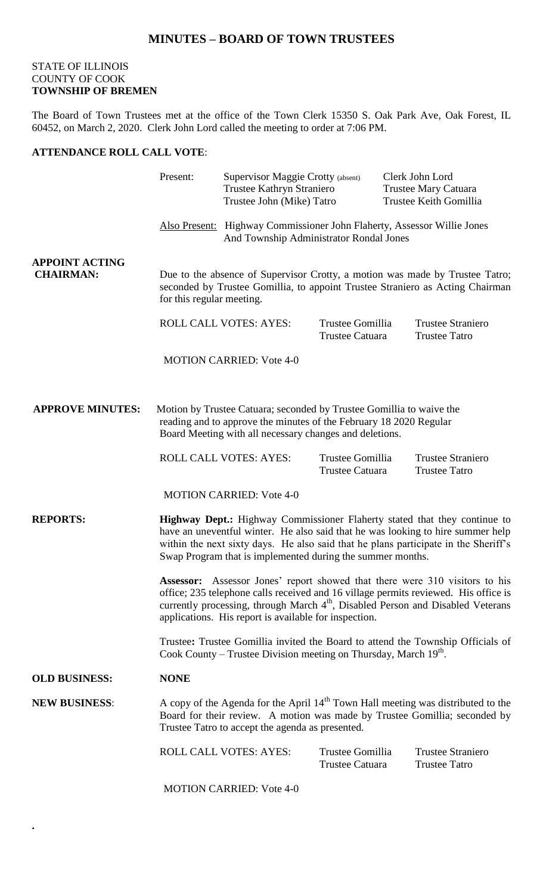# MINUTES – BOARD OF TOWN TRUSTEES

STATE OF ILLINOIS
COUNTY OF COOK
**TOWNSHIP OF BREMEN**

The Board of Town Trustees met at the office of the Town Clerk 15350 S. Oak Park Ave, Oak Forest, IL 60452, on March 2, 2020. Clerk John Lord called the meeting to order at 7:06 PM.

**ATTENDANCE ROLL CALL VOTE**:

| | | |
|---|---|---|
| Present: | Supervisor Maggie Crotty (absent) | Clerk John Lord |
| | Trustee Kathryn Straniero | Trustee Mary Catuara |
| | Trustee John (Mike) Tatro | Trustee Keith Gomillia |

Also Present: Highway Commissioner John Flaherty, Assessor Willie Jones And Township Administrator Rondal Jones

**APPOINT ACTING CHAIRMAN:**

Due to the absence of Supervisor Crotty, a motion was made by Trustee Tatro; seconded by Trustee Gomillia, to appoint Trustee Straniero as Acting Chairman for this regular meeting.

| | | |
|---|---|---|
| ROLL CALL VOTES: AYES: | Trustee Gomillia | Trustee Straniero |
| | Trustee Catuara | Trustee Tatro |

MOTION CARRIED: Vote 4-0

**APPROVE MINUTES:**

Motion by Trustee Catuara; seconded by Trustee Gomillia to waive the reading and to approve the minutes of the February 18 2020 Regular Board Meeting with all necessary changes and deletions.

| | | |
|---|---|---|
| ROLL CALL VOTES: AYES: | Trustee Gomillia | Trustee Straniero |
| | Trustee Catuara | Trustee Tatro |

MOTION CARRIED: Vote 4-0

**REPORTS:**

**Highway Dept.:** Highway Commissioner Flaherty stated that they continue to have an uneventful winter. He also said that he was looking to hire summer help within the next sixty days. He also said that he plans participate in the Sheriff's Swap Program that is implemented during the summer months.

**Assessor:** Assessor Jones' report showed that there were 310 visitors to his office; 235 telephone calls received and 16 village permits reviewed. His office is currently processing, through March 4th, Disabled Person and Disabled Veterans applications. His report is available for inspection.

Trustee**:** Trustee Gomillia invited the Board to attend the Township Officials of Cook County – Trustee Division meeting on Thursday, March 19th.

**OLD BUSINESS:** **NONE**

**NEW BUSINESS**:

A copy of the Agenda for the April 14th Town Hall meeting was distributed to the Board for their review. A motion was made by Trustee Gomillia; seconded by Trustee Tatro to accept the agenda as presented.

| | | |
|---|---|---|
| ROLL CALL VOTES: AYES: | Trustee Gomillia | Trustee Straniero |
| | Trustee Catuara | Trustee Tatro |

MOTION CARRIED: Vote 4-0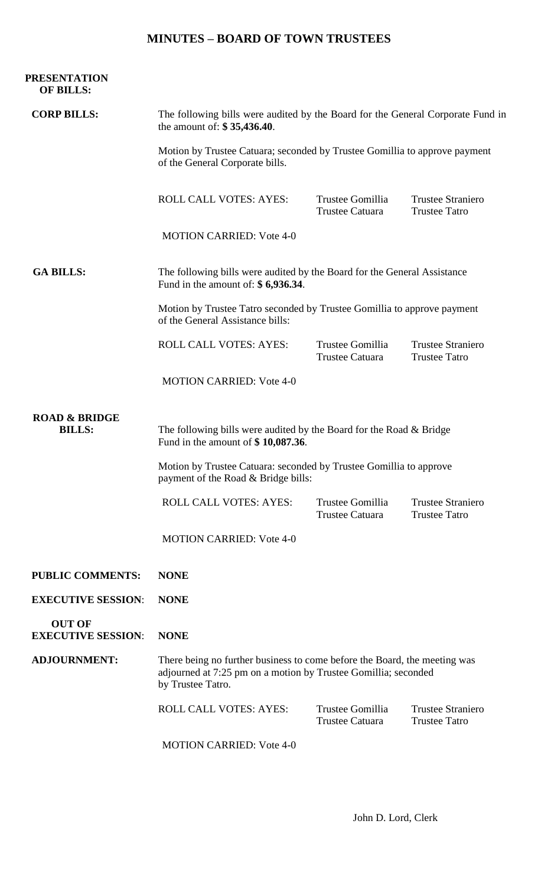# MINUTES – BOARD OF TOWN TRUSTEES

**PRESENTATION OF BILLS:**

**CORP BILLS:** The following bills were audited by the Board for the General Corporate Fund in the amount of: **$ 35,436.40**.

Motion by Trustee Catuara; seconded by Trustee Gomillia to approve payment of the General Corporate bills.

| | | |
|---|---|---|
| ROLL CALL VOTES: AYES: | Trustee Gomillia<br>Trustee Catuara | Trustee Straniero<br>Trustee Tatro |

MOTION CARRIED: Vote 4-0

**GA BILLS:** The following bills were audited by the Board for the General Assistance Fund in the amount of: **$ 6,936.34**.

Motion by Trustee Tatro seconded by Trustee Gomillia to approve payment of the General Assistance bills:

| | | |
|---|---|---|
| ROLL CALL VOTES: AYES: | Trustee Gomillia<br>Trustee Catuara | Trustee Straniero<br>Trustee Tatro |

MOTION CARRIED: Vote 4-0

**ROAD & BRIDGE BILLS:** The following bills were audited by the Board for the Road & Bridge Fund in the amount of **$ 10,087.36**.

Motion by Trustee Catuara: seconded by Trustee Gomillia to approve payment of the Road & Bridge bills:

| | | |
|---|---|---|
| ROLL CALL VOTES: AYES: | Trustee Gomillia<br>Trustee Catuara | Trustee Straniero<br>Trustee Tatro |

MOTION CARRIED: Vote 4-0

**PUBLIC COMMENTS:** **NONE**

**EXECUTIVE SESSION**: **NONE**

**OUT OF EXECUTIVE SESSION**: **NONE**

**ADJOURNMENT:** There being no further business to come before the Board, the meeting was adjourned at 7:25 pm on a motion by Trustee Gomillia; seconded by Trustee Tatro.

| | | |
|---|---|---|
| ROLL CALL VOTES: AYES: | Trustee Gomillia<br>Trustee Catuara | Trustee Straniero<br>Trustee Tatro |

MOTION CARRIED: Vote 4-0

John D. Lord, Clerk